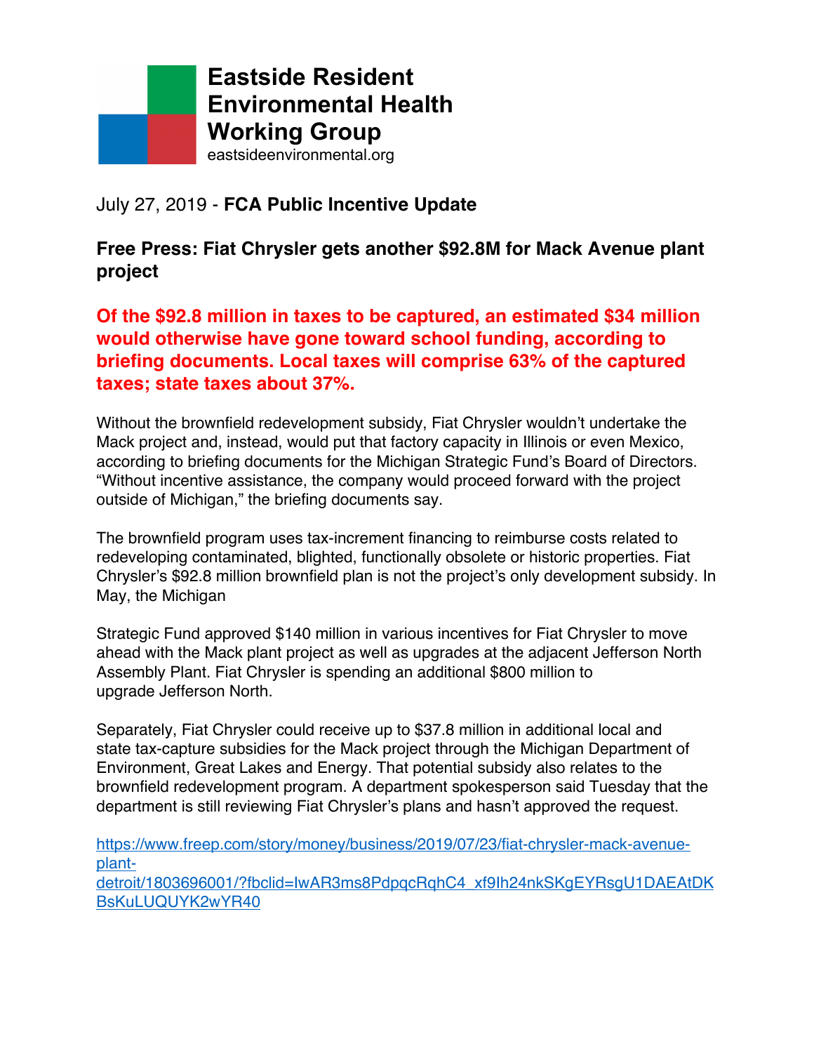**Eastside Resident Environmental Health Working Group**
eastsideenvironmental.org

July 27, 2019 - **FCA Public Incentive Update**

## Free Press: Fiat Chrysler gets another $92.8M for Mack Avenue plant project

**Of the $92.8 million in taxes to be captured, an estimated $34 million would otherwise have gone toward school funding, according to briefing documents. Local taxes will comprise 63% of the captured taxes; state taxes about 37%.**

Without the brownfield redevelopment subsidy, Fiat Chrysler wouldn't undertake the Mack project and, instead, would put that factory capacity in Illinois or even Mexico, according to briefing documents for the Michigan Strategic Fund's Board of Directors. "Without incentive assistance, the company would proceed forward with the project outside of Michigan," the briefing documents say.

The brownfield program uses tax-increment financing to reimburse costs related to redeveloping contaminated, blighted, functionally obsolete or historic properties. Fiat Chrysler's $92.8 million brownfield plan is not the project's only development subsidy. In May, the Michigan

Strategic Fund approved $140 million in various incentives for Fiat Chrysler to move ahead with the Mack plant project as well as upgrades at the adjacent Jefferson North Assembly Plant. Fiat Chrysler is spending an additional $800 million to upgrade Jefferson North.

Separately, Fiat Chrysler could receive up to $37.8 million in additional local and state tax-capture subsidies for the Mack project through the Michigan Department of Environment, Great Lakes and Energy. That potential subsidy also relates to the brownfield redevelopment program. A department spokesperson said Tuesday that the department is still reviewing Fiat Chrysler's plans and hasn't approved the request.

https://www.freep.com/story/money/business/2019/07/23/fiat-chrysler-mack-avenue-plant-detroit/1803696001/?fbclid=IwAR3ms8PdpqcRqhC4_xf9Ih24nkSKgEYRsgU1DAEAtDKBsKuLUQUYK2wYR40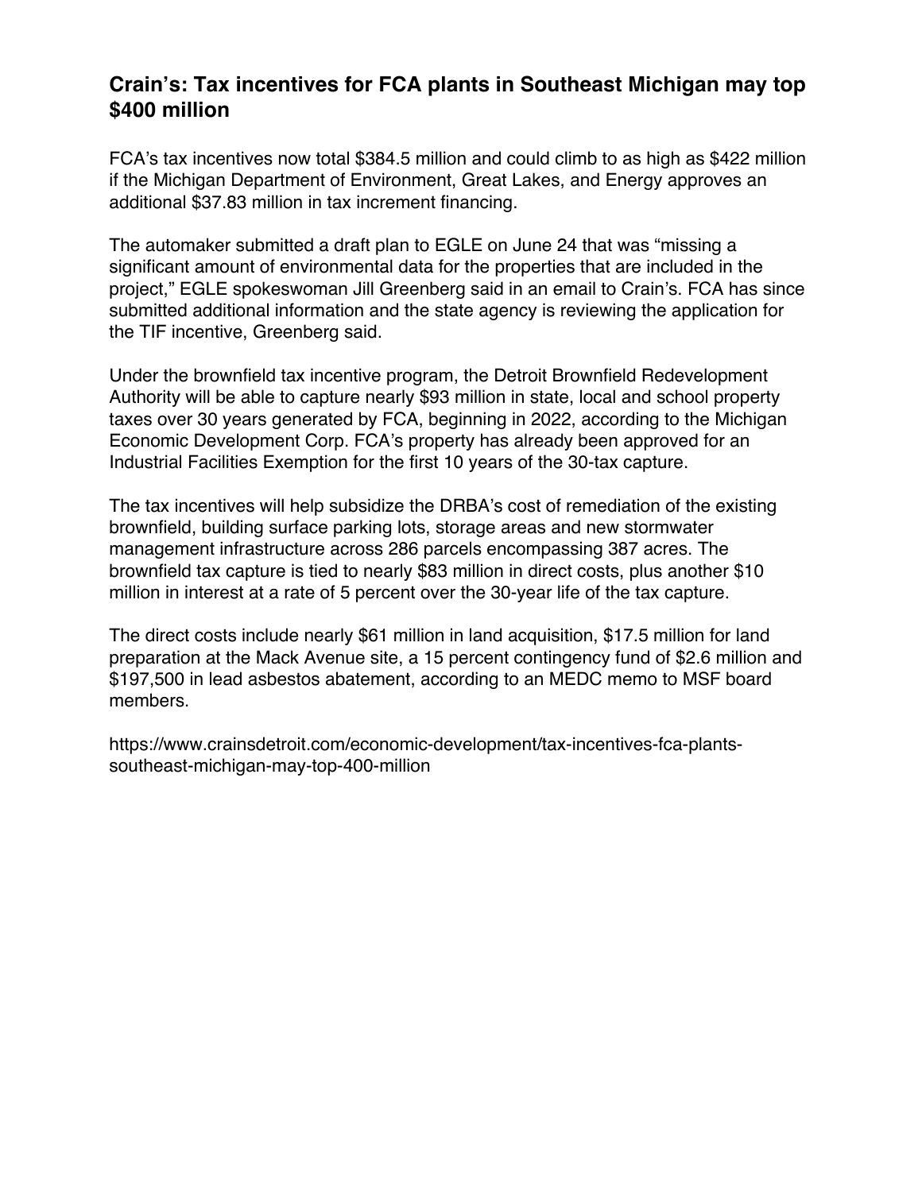## Crain's: Tax incentives for FCA plants in Southeast Michigan may top $400 million

FCA's tax incentives now total $384.5 million and could climb to as high as $422 million if the Michigan Department of Environment, Great Lakes, and Energy approves an additional $37.83 million in tax increment financing.

The automaker submitted a draft plan to EGLE on June 24 that was "missing a significant amount of environmental data for the properties that are included in the project," EGLE spokeswoman Jill Greenberg said in an email to Crain's. FCA has since submitted additional information and the state agency is reviewing the application for the TIF incentive, Greenberg said.

Under the brownfield tax incentive program, the Detroit Brownfield Redevelopment Authority will be able to capture nearly $93 million in state, local and school property taxes over 30 years generated by FCA, beginning in 2022, according to the Michigan Economic Development Corp. FCA's property has already been approved for an Industrial Facilities Exemption for the first 10 years of the 30-tax capture.

The tax incentives will help subsidize the DRBA's cost of remediation of the existing brownfield, building surface parking lots, storage areas and new stormwater management infrastructure across 286 parcels encompassing 387 acres. The brownfield tax capture is tied to nearly $83 million in direct costs, plus another $10 million in interest at a rate of 5 percent over the 30-year life of the tax capture.

The direct costs include nearly $61 million in land acquisition, $17.5 million for land preparation at the Mack Avenue site, a 15 percent contingency fund of $2.6 million and $197,500 in lead asbestos abatement, according to an MEDC memo to MSF board members.

https://www.crainsdetroit.com/economic-development/tax-incentives-fca-plants-southeast-michigan-may-top-400-million